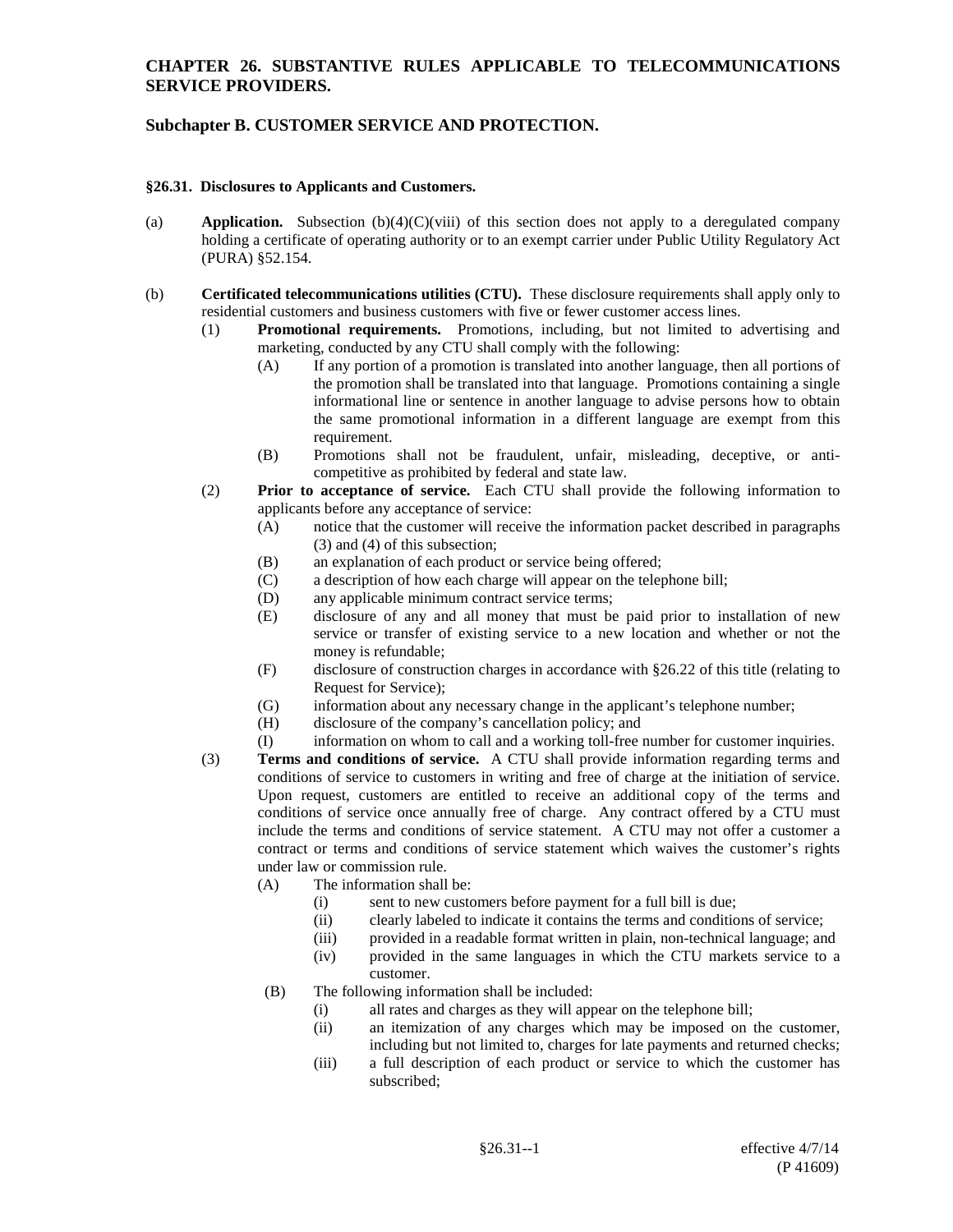# CHAPTER 26. SUBSTANTIVE RULES APPLICABLE TO TELECOMMUNICATIONS SERVICE PROVIDERS.

## Subchapter B. CUSTOMER SERVICE AND PROTECTION.

### §26.31. Disclosures to Applicants and Customers.

(a) **Application.** Subsection (b)(4)(C)(viii) of this section does not apply to a deregulated company holding a certificate of operating authority or to an exempt carrier under Public Utility Regulatory Act (PURA) §52.154.

(b) **Certificated telecommunications utilities (CTU).** These disclosure requirements shall apply only to residential customers and business customers with five or fewer customer access lines.

- (1) **Promotional requirements.** Promotions, including, but not limited to advertising and marketing, conducted by any CTU shall comply with the following:
  - (A) If any portion of a promotion is translated into another language, then all portions of the promotion shall be translated into that language. Promotions containing a single informational line or sentence in another language to advise persons how to obtain the same promotional information in a different language are exempt from this requirement.
  - (B) Promotions shall not be fraudulent, unfair, misleading, deceptive, or anti-competitive as prohibited by federal and state law.
- (2) **Prior to acceptance of service.** Each CTU shall provide the following information to applicants before any acceptance of service:
  - (A) notice that the customer will receive the information packet described in paragraphs (3) and (4) of this subsection;
  - (B) an explanation of each product or service being offered;
  - (C) a description of how each charge will appear on the telephone bill;
  - (D) any applicable minimum contract service terms;
  - (E) disclosure of any and all money that must be paid prior to installation of new service or transfer of existing service to a new location and whether or not the money is refundable;
  - (F) disclosure of construction charges in accordance with §26.22 of this title (relating to Request for Service);
  - (G) information about any necessary change in the applicant's telephone number;
  - (H) disclosure of the company's cancellation policy; and
  - (I) information on whom to call and a working toll-free number for customer inquiries.
- (3) **Terms and conditions of service.** A CTU shall provide information regarding terms and conditions of service to customers in writing and free of charge at the initiation of service. Upon request, customers are entitled to receive an additional copy of the terms and conditions of service once annually free of charge. Any contract offered by a CTU must include the terms and conditions of service statement. A CTU may not offer a customer a contract or terms and conditions of service statement which waives the customer's rights under law or commission rule.
  - (A) The information shall be:
    - (i) sent to new customers before payment for a full bill is due;
    - (ii) clearly labeled to indicate it contains the terms and conditions of service;
    - (iii) provided in a readable format written in plain, non-technical language; and
    - (iv) provided in the same languages in which the CTU markets service to a customer.
  - (B) The following information shall be included:
    - (i) all rates and charges as they will appear on the telephone bill;
    - (ii) an itemization of any charges which may be imposed on the customer, including but not limited to, charges for late payments and returned checks;
    - (iii) a full description of each product or service to which the customer has subscribed;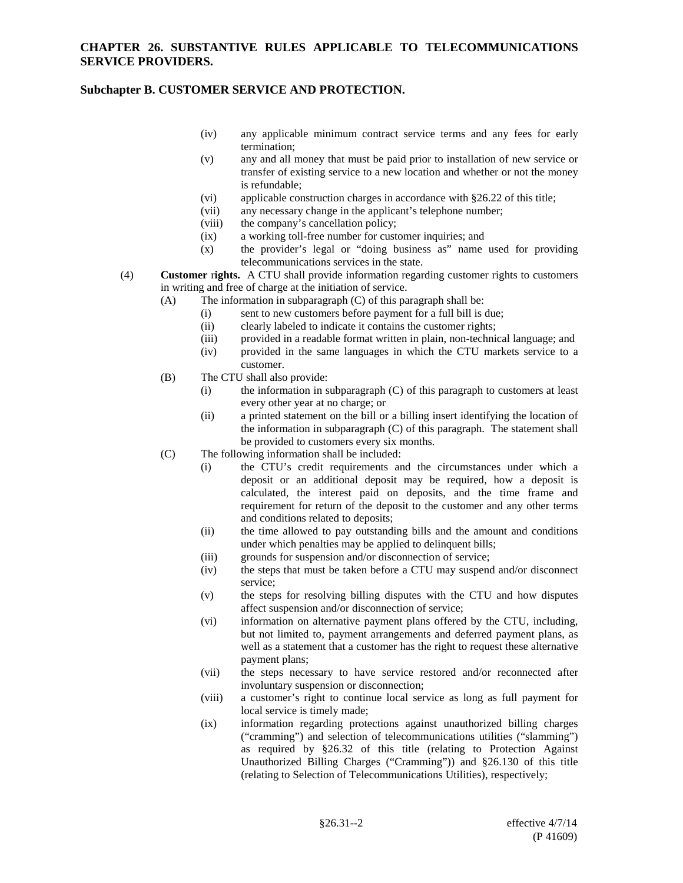(iv) any applicable minimum contract service terms and any fees for early termination;

(v) any and all money that must be paid prior to installation of new service or transfer of existing service to a new location and whether or not the money is refundable;

(vi) applicable construction charges in accordance with §26.22 of this title;

(vii) any necessary change in the applicant's telephone number;

(viii) the company's cancellation policy;

(ix) a working toll-free number for customer inquiries; and

(x) the provider's legal or "doing business as" name used for providing telecommunications services in the state.

(4) **Customer rights.** A CTU shall provide information regarding customer rights to customers in writing and free of charge at the initiation of service.

(A) The information in subparagraph (C) of this paragraph shall be:

(i) sent to new customers before payment for a full bill is due;

(ii) clearly labeled to indicate it contains the customer rights;

(iii) provided in a readable format written in plain, non-technical language; and

(iv) provided in the same languages in which the CTU markets service to a customer.

(B) The CTU shall also provide:

(i) the information in subparagraph (C) of this paragraph to customers at least every other year at no charge; or

(ii) a printed statement on the bill or a billing insert identifying the location of the information in subparagraph (C) of this paragraph. The statement shall be provided to customers every six months.

(C) The following information shall be included:

(i) the CTU's credit requirements and the circumstances under which a deposit or an additional deposit may be required, how a deposit is calculated, the interest paid on deposits, and the time frame and requirement for return of the deposit to the customer and any other terms and conditions related to deposits;

(ii) the time allowed to pay outstanding bills and the amount and conditions under which penalties may be applied to delinquent bills;

(iii) grounds for suspension and/or disconnection of service;

(iv) the steps that must be taken before a CTU may suspend and/or disconnect service;

(v) the steps for resolving billing disputes with the CTU and how disputes affect suspension and/or disconnection of service;

(vi) information on alternative payment plans offered by the CTU, including, but not limited to, payment arrangements and deferred payment plans, as well as a statement that a customer has the right to request these alternative payment plans;

(vii) the steps necessary to have service restored and/or reconnected after involuntary suspension or disconnection;

(viii) a customer's right to continue local service as long as full payment for local service is timely made;

(ix) information regarding protections against unauthorized billing charges ("cramming") and selection of telecommunications utilities ("slamming") as required by §26.32 of this title (relating to Protection Against Unauthorized Billing Charges ("Cramming")) and §26.130 of this title (relating to Selection of Telecommunications Utilities), respectively;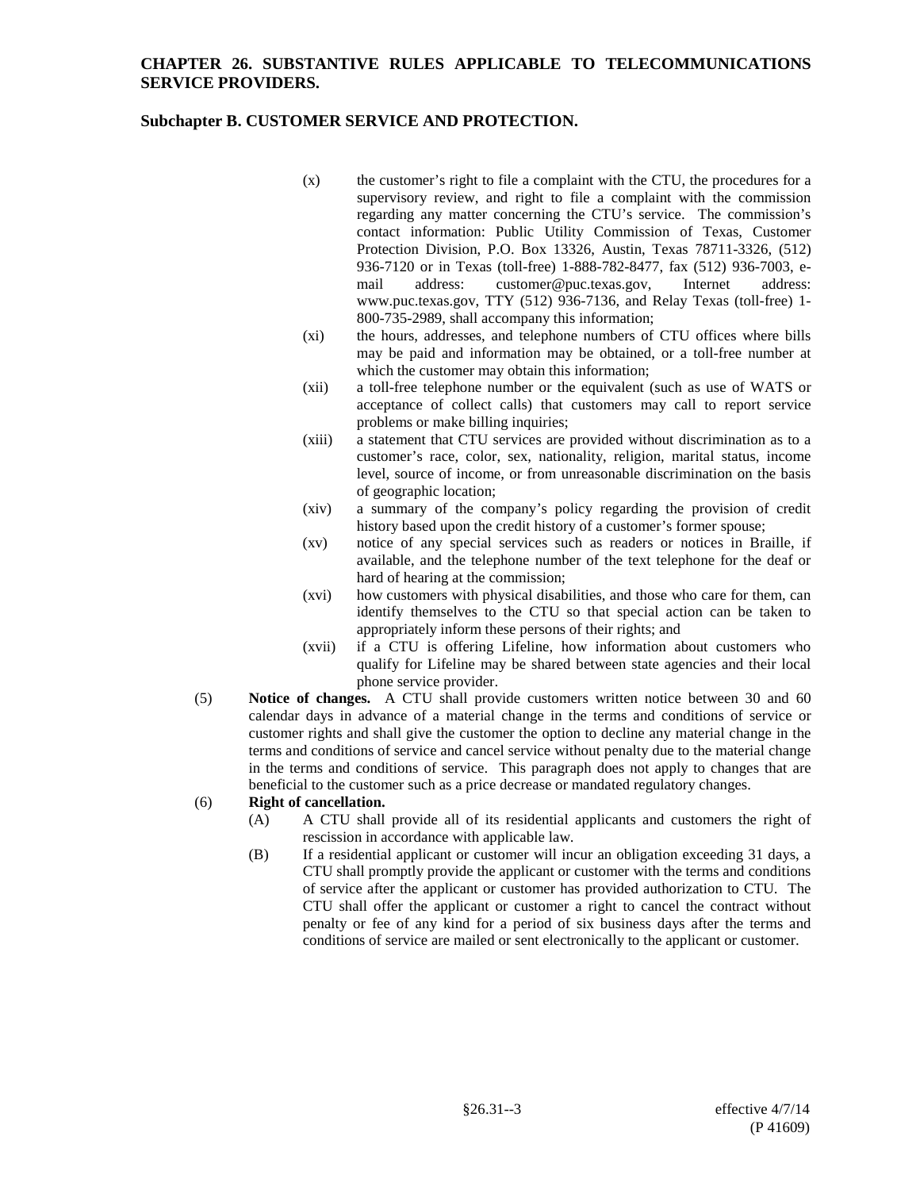(x) the customer's right to file a complaint with the CTU, the procedures for a supervisory review, and right to file a complaint with the commission regarding any matter concerning the CTU's service. The commission's contact information: Public Utility Commission of Texas, Customer Protection Division, P.O. Box 13326, Austin, Texas 78711-3326, (512) 936-7120 or in Texas (toll-free) 1-888-782-8477, fax (512) 936-7003, e-mail address: customer@puc.texas.gov, Internet address: www.puc.texas.gov, TTY (512) 936-7136, and Relay Texas (toll-free) 1-800-735-2989, shall accompany this information;

(xi) the hours, addresses, and telephone numbers of CTU offices where bills may be paid and information may be obtained, or a toll-free number at which the customer may obtain this information;

(xii) a toll-free telephone number or the equivalent (such as use of WATS or acceptance of collect calls) that customers may call to report service problems or make billing inquiries;

(xiii) a statement that CTU services are provided without discrimination as to a customer's race, color, sex, nationality, religion, marital status, income level, source of income, or from unreasonable discrimination on the basis of geographic location;

(xiv) a summary of the company's policy regarding the provision of credit history based upon the credit history of a customer's former spouse;

(xv) notice of any special services such as readers or notices in Braille, if available, and the telephone number of the text telephone for the deaf or hard of hearing at the commission;

(xvi) how customers with physical disabilities, and those who care for them, can identify themselves to the CTU so that special action can be taken to appropriately inform these persons of their rights; and

(xvii) if a CTU is offering Lifeline, how information about customers who qualify for Lifeline may be shared between state agencies and their local phone service provider.

(5) **Notice of changes.** A CTU shall provide customers written notice between 30 and 60 calendar days in advance of a material change in the terms and conditions of service or customer rights and shall give the customer the option to decline any material change in the terms and conditions of service and cancel service without penalty due to the material change in the terms and conditions of service. This paragraph does not apply to changes that are beneficial to the customer such as a price decrease or mandated regulatory changes.

(6) **Right of cancellation.**

(A) A CTU shall provide all of its residential applicants and customers the right of rescission in accordance with applicable law.

(B) If a residential applicant or customer will incur an obligation exceeding 31 days, a CTU shall promptly provide the applicant or customer with the terms and conditions of service after the applicant or customer has provided authorization to CTU. The CTU shall offer the applicant or customer a right to cancel the contract without penalty or fee of any kind for a period of six business days after the terms and conditions of service are mailed or sent electronically to the applicant or customer.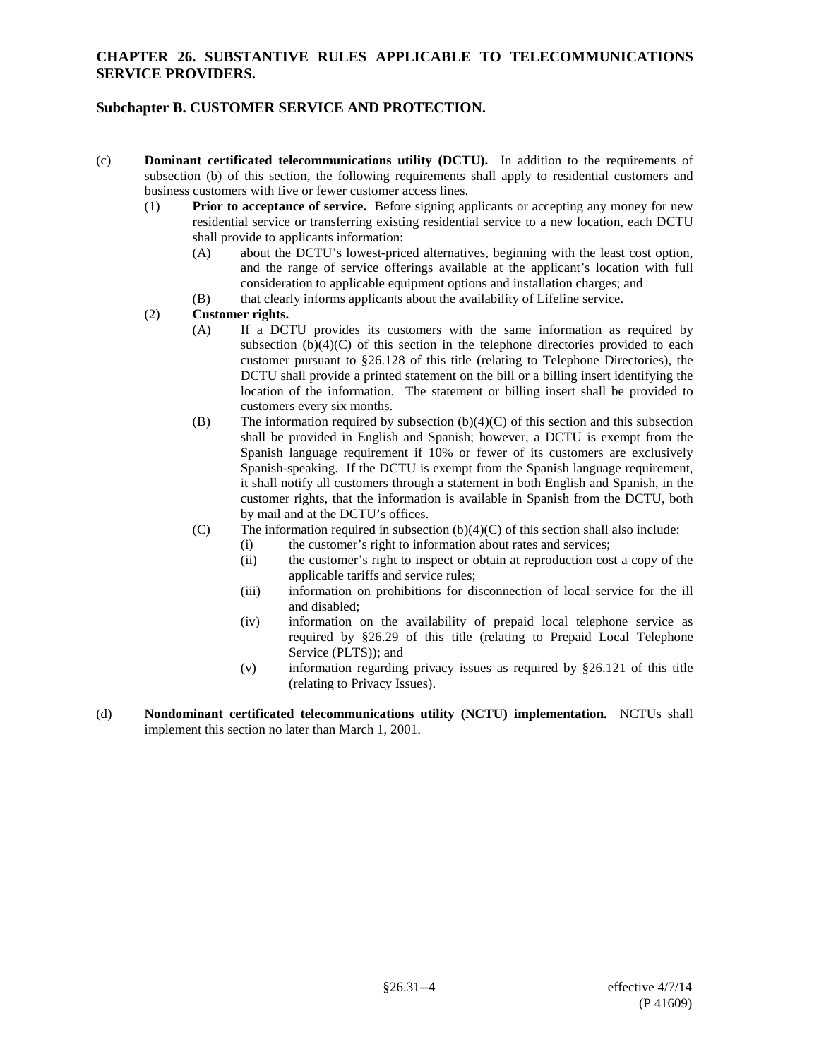(c) **Dominant certificated telecommunications utility (DCTU).** In addition to the requirements of subsection (b) of this section, the following requirements shall apply to residential customers and business customers with five or fewer customer access lines.

(1) **Prior to acceptance of service.** Before signing applicants or accepting any money for new residential service or transferring existing residential service to a new location, each DCTU shall provide to applicants information:

(A) about the DCTU's lowest-priced alternatives, beginning with the least cost option, and the range of service offerings available at the applicant's location with full consideration to applicable equipment options and installation charges; and

(B) that clearly informs applicants about the availability of Lifeline service.

(2) **Customer rights.**

(A) If a DCTU provides its customers with the same information as required by subsection (b)(4)(C) of this section in the telephone directories provided to each customer pursuant to §26.128 of this title (relating to Telephone Directories), the DCTU shall provide a printed statement on the bill or a billing insert identifying the location of the information. The statement or billing insert shall be provided to customers every six months.

(B) The information required by subsection (b)(4)(C) of this section and this subsection shall be provided in English and Spanish; however, a DCTU is exempt from the Spanish language requirement if 10% or fewer of its customers are exclusively Spanish-speaking. If the DCTU is exempt from the Spanish language requirement, it shall notify all customers through a statement in both English and Spanish, in the customer rights, that the information is available in Spanish from the DCTU, both by mail and at the DCTU's offices.

(C) The information required in subsection (b)(4)(C) of this section shall also include:

(i) the customer's right to information about rates and services;

(ii) the customer's right to inspect or obtain at reproduction cost a copy of the applicable tariffs and service rules;

(iii) information on prohibitions for disconnection of local service for the ill and disabled;

(iv) information on the availability of prepaid local telephone service as required by §26.29 of this title (relating to Prepaid Local Telephone Service (PLTS)); and

(v) information regarding privacy issues as required by §26.121 of this title (relating to Privacy Issues).

(d) **Nondominant certificated telecommunications utility (NCTU) implementation.** NCTUs shall implement this section no later than March 1, 2001.